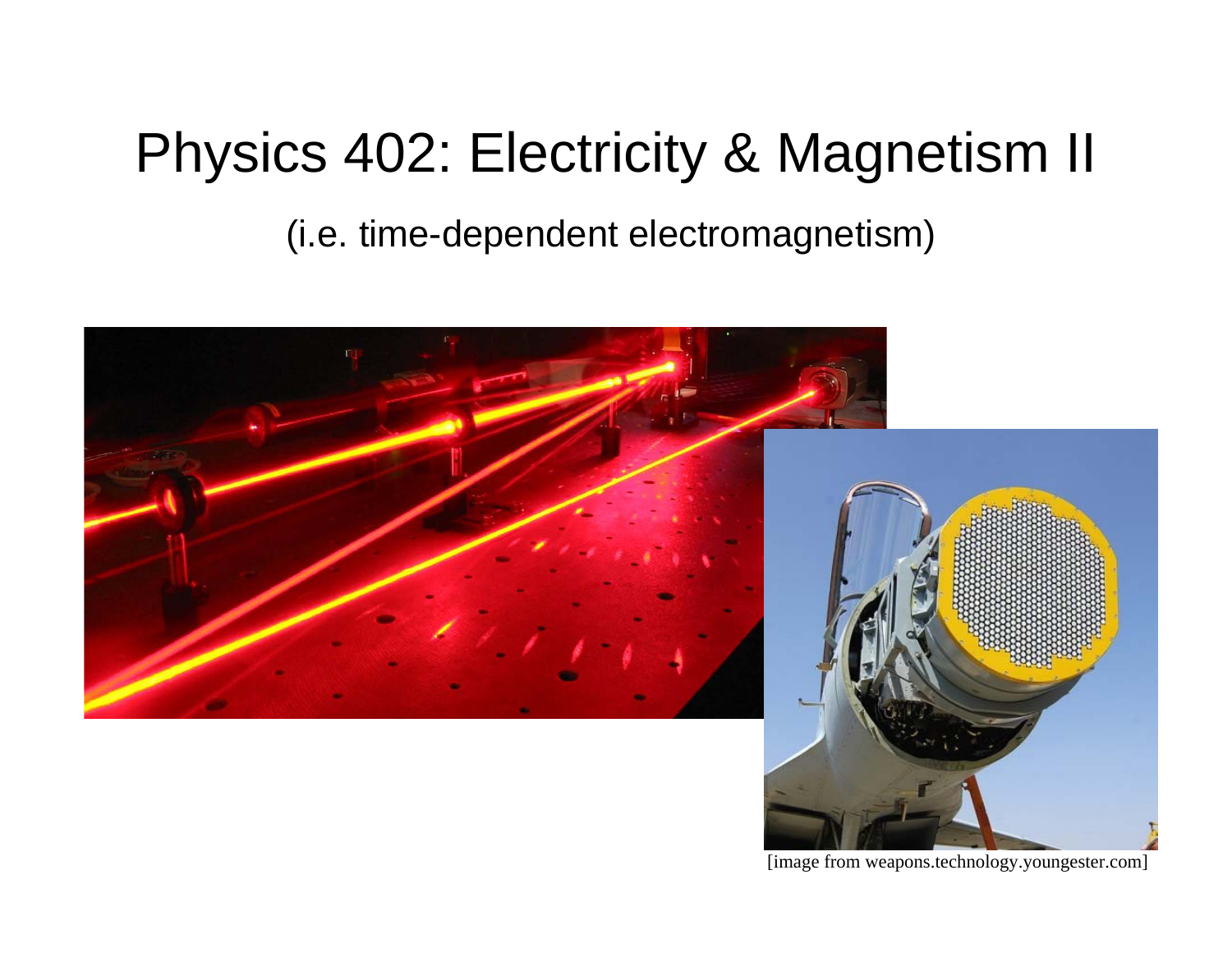# Physics 402: Electricity & Magnetism II

(i.e. time-dependent electromagnetism)

[image from weapons.technology.youngester.com]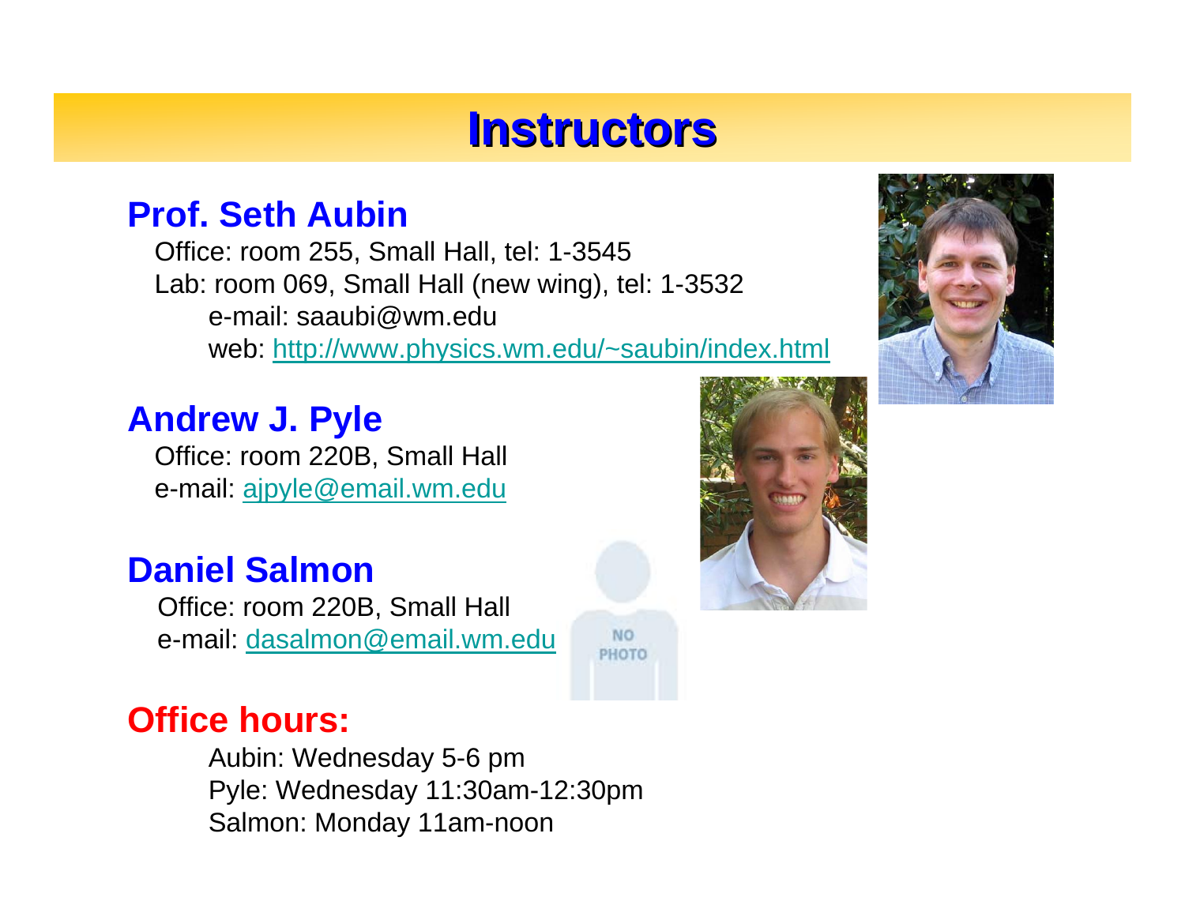# Instructors

## Prof. Seth Aubin

Office: room 255, Small Hall, tel: 1-3545
Lab: room 069, Small Hall (new wing), tel: 1-3532
e-mail: saaubi@wm.edu
web: http://www.physics.wm.edu/~saubin/index.html

## Andrew J. Pyle

Office: room 220B, Small Hall
e-mail: ajpyle@email.wm.edu

## Daniel Salmon

Office: room 220B, Small Hall
e-mail: dasalmon@email.wm.edu

## Office hours:

Aubin: Wednesday 5-6 pm
Pyle: Wednesday 11:30am-12:30pm
Salmon: Monday 11am-noon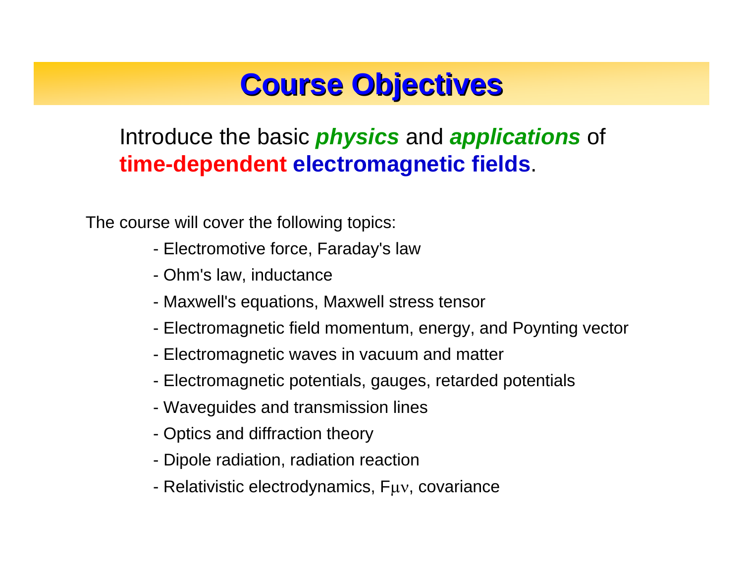# Course Objectives

Introduce the basic ***physics*** and ***applications*** of **time-dependent electromagnetic fields**.

The course will cover the following topics:

- Electromotive force, Faraday's law
- Ohm's law, inductance
- Maxwell's equations, Maxwell stress tensor
- Electromagnetic field momentum, energy, and Poynting vector
- Electromagnetic waves in vacuum and matter
- Electromagnetic potentials, gauges, retarded potentials
- Waveguides and transmission lines
- Optics and diffraction theory
- Dipole radiation, radiation reaction
- Relativistic electrodynamics, $F_{\mu\nu}$, covariance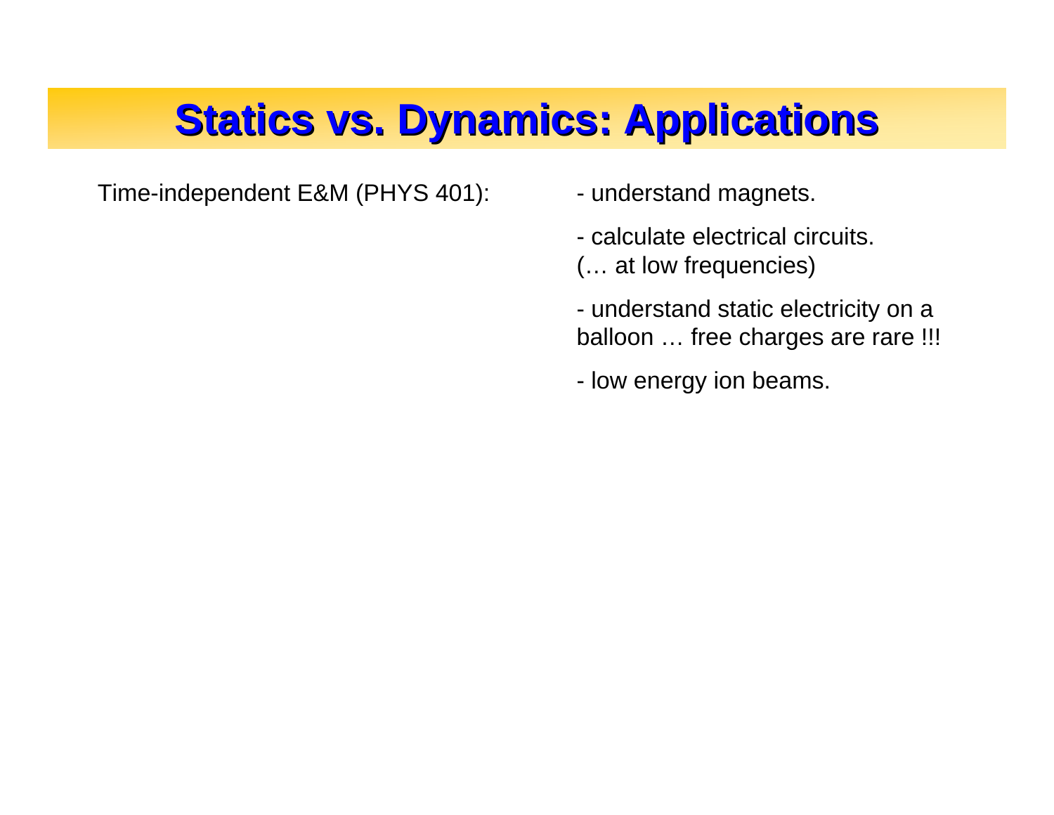# Statics vs. Dynamics: Applications

Time-independent E&M (PHYS 401):

- understand magnets.
- calculate electrical circuits. (… at low frequencies)
- understand static electricity on a balloon … free charges are rare !!!
- low energy ion beams.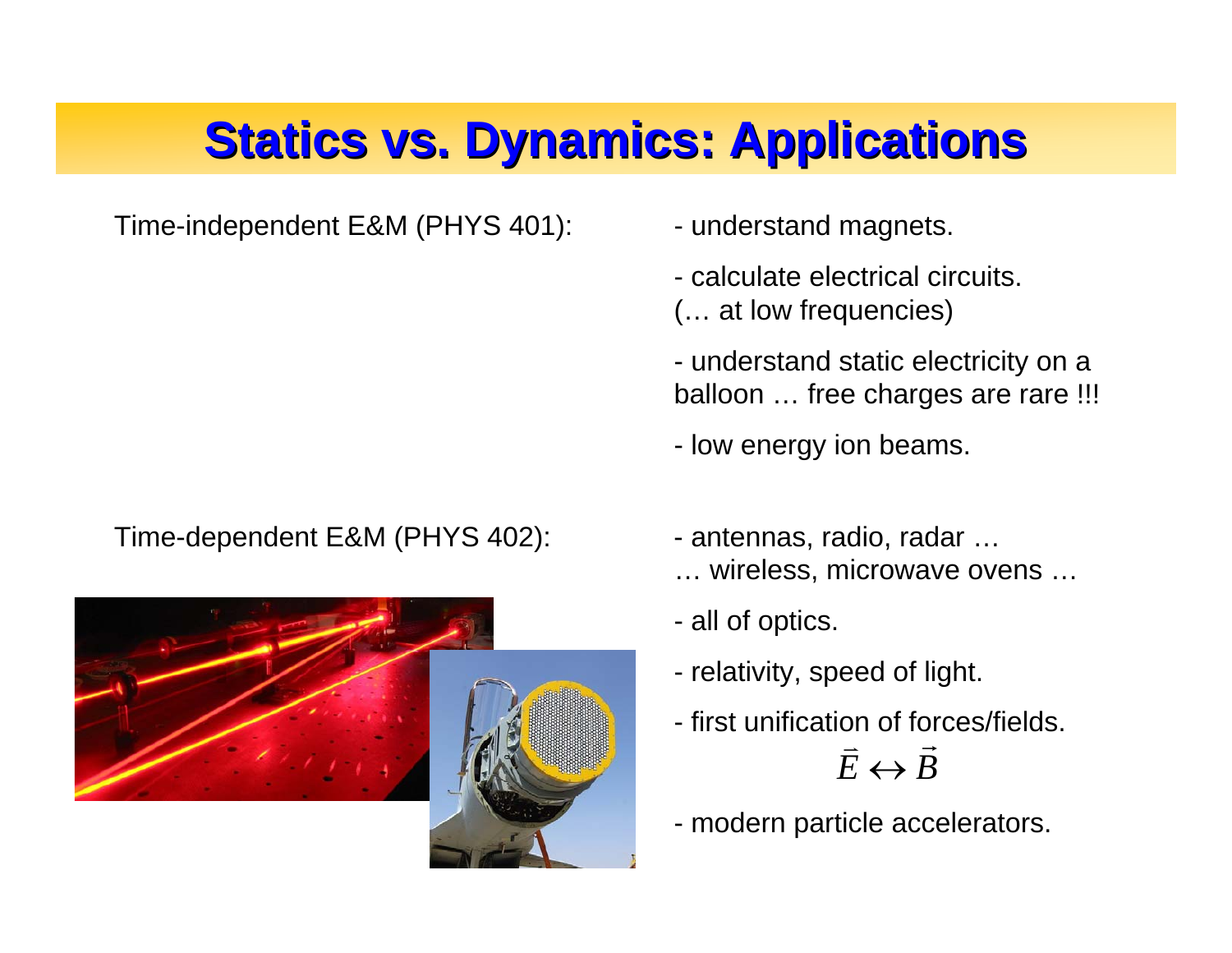# Statics vs. Dynamics: Applications

Time-independent E&M (PHYS 401):

- understand magnets.
- calculate electrical circuits.
  (… at low frequencies)
- understand static electricity on a balloon … free charges are rare !!!
- low energy ion beams.

Time-dependent E&M (PHYS 402):

- antennas, radio, radar …
  … wireless, microwave ovens …
- all of optics.
- relativity, speed of light.
- first unification of forces/fields.

$$\vec{E} \leftrightarrow \vec{B}$$

- modern particle accelerators.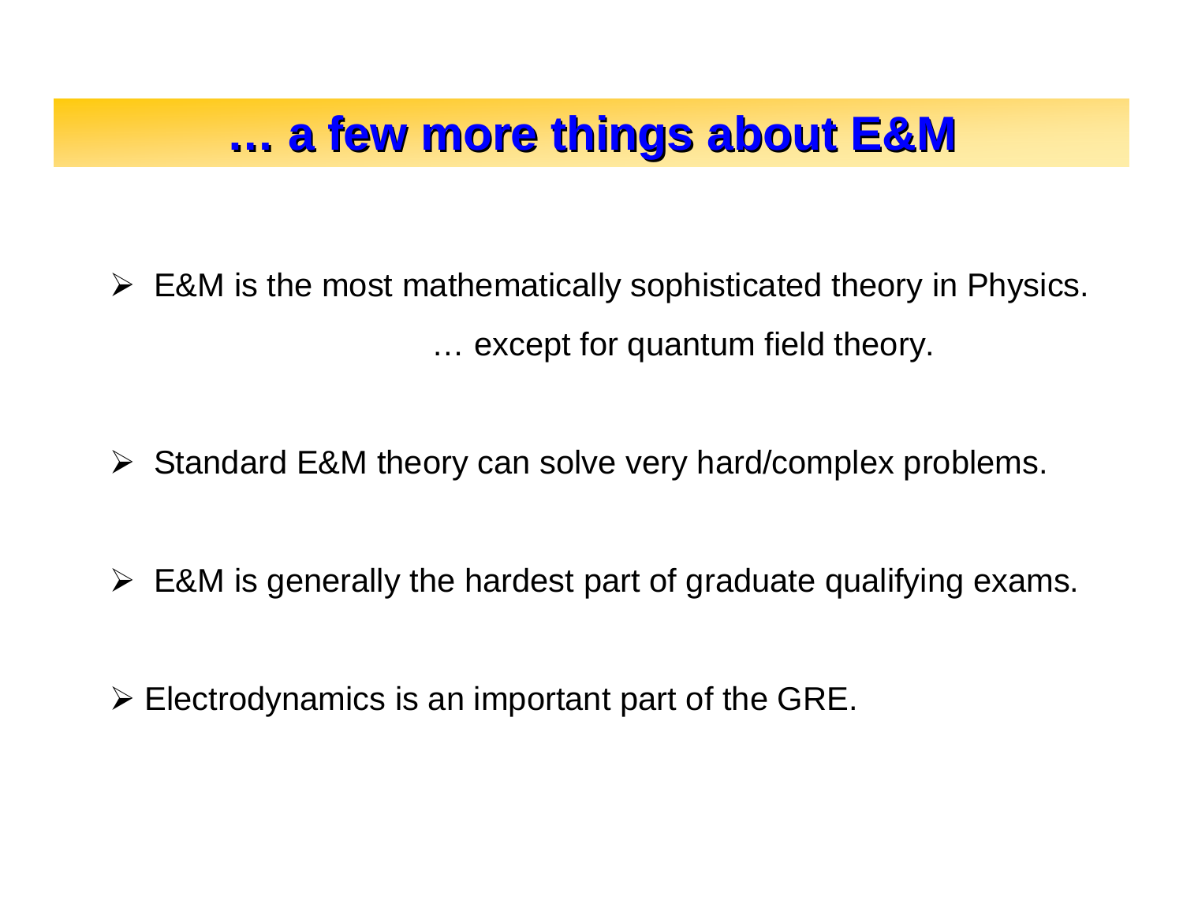# … a few more things about E&M

- E&M is the most mathematically sophisticated theory in Physics.

  … except for quantum field theory.

- Standard E&M theory can solve very hard/complex problems.

- E&M is generally the hardest part of graduate qualifying exams.

- Electrodynamics is an important part of the GRE.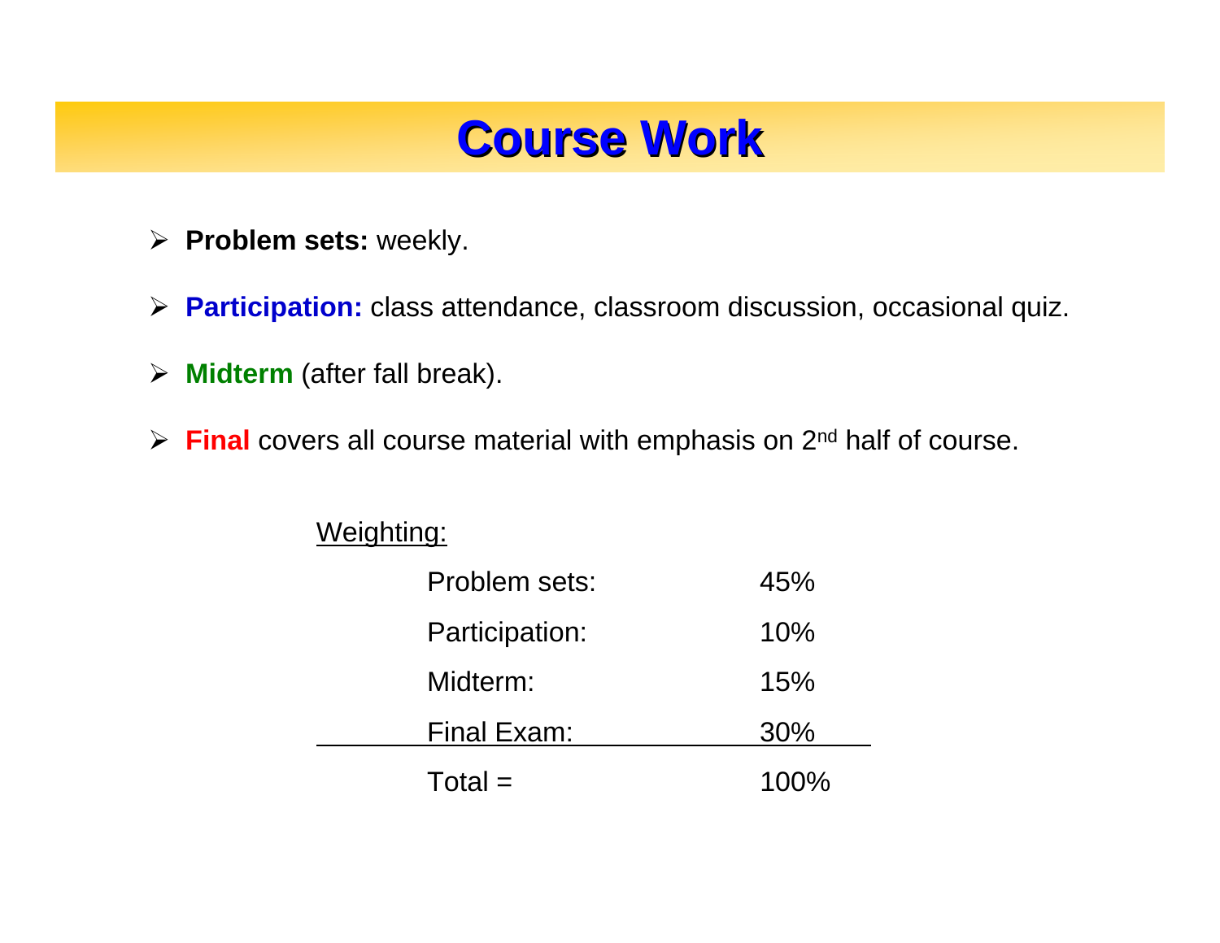# Course Work

- **Problem sets:** weekly.
- **Participation:** class attendance, classroom discussion, occasional quiz.
- **Midterm** (after fall break).
- **Final** covers all course material with emphasis on 2nd half of course.

Weighting:

| | |
|---|---|
| Problem sets: | 45% |
| Participation: | 10% |
| Midterm: | 15% |
| Final Exam: | 30% |
| Total = | 100% |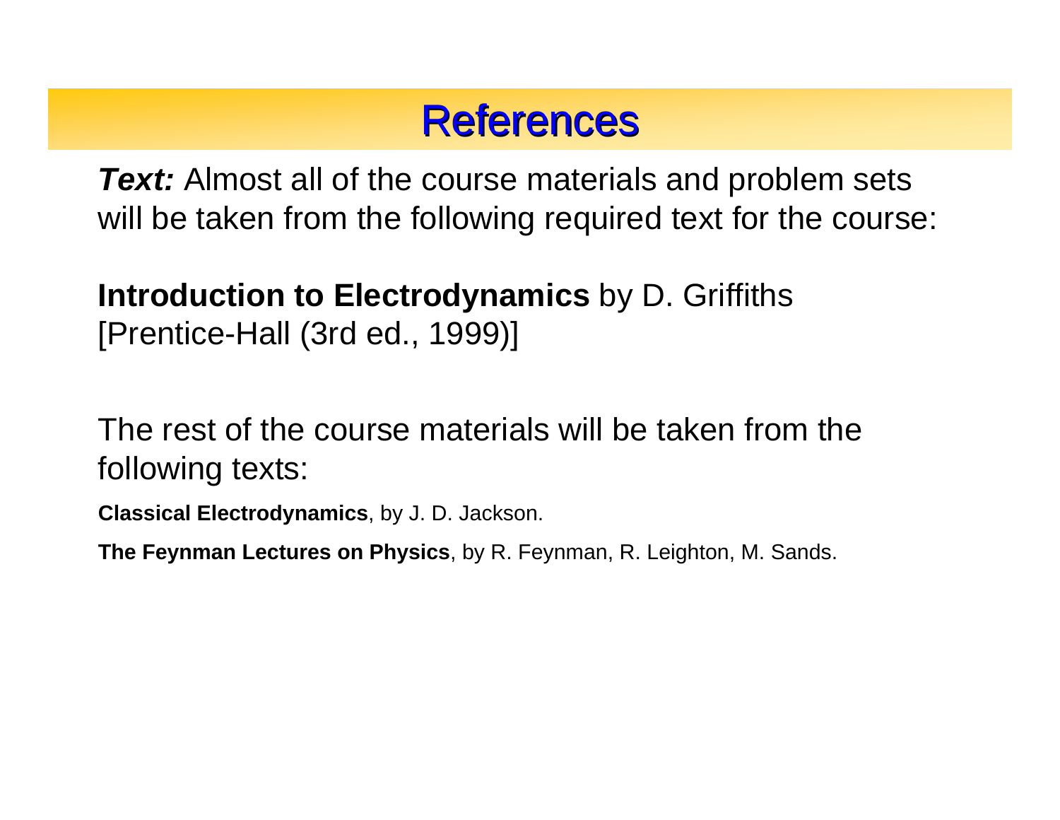# References

***Text:*** Almost all of the course materials and problem sets will be taken from the following required text for the course:

**Introduction to Electrodynamics** by D. Griffiths [Prentice-Hall (3rd ed., 1999)]

The rest of the course materials will be taken from the following texts:

**Classical Electrodynamics**, by J. D. Jackson.

**The Feynman Lectures on Physics**, by R. Feynman, R. Leighton, M. Sands.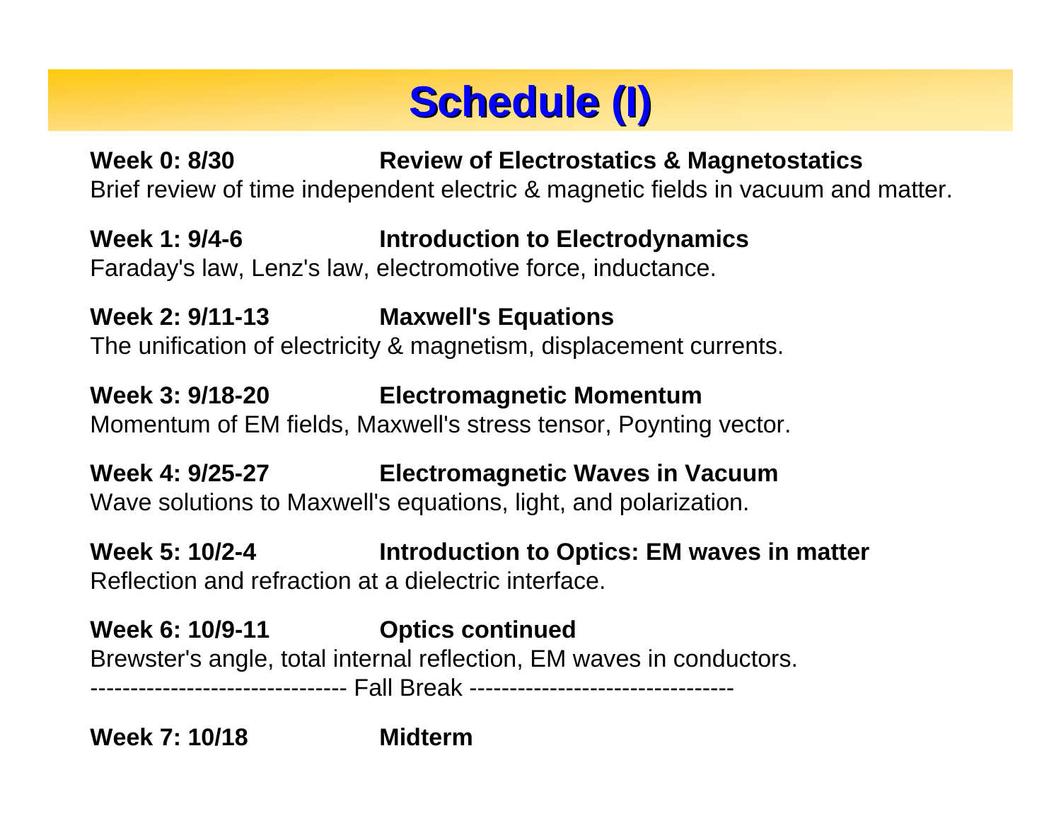# Schedule (I)

**Week 0: 8/30** **Review of Electrostatics & Magnetostatics**
Brief review of time independent electric & magnetic fields in vacuum and matter.

**Week 1: 9/4-6** **Introduction to Electrodynamics**
Faraday's law, Lenz's law, electromotive force, inductance.

**Week 2: 9/11-13** **Maxwell's Equations**
The unification of electricity & magnetism, displacement currents.

**Week 3: 9/18-20** **Electromagnetic Momentum**
Momentum of EM fields, Maxwell's stress tensor, Poynting vector.

**Week 4: 9/25-27** **Electromagnetic Waves in Vacuum**
Wave solutions to Maxwell's equations, light, and polarization.

**Week 5: 10/2-4** **Introduction to Optics: EM waves in matter**
Reflection and refraction at a dielectric interface.

**Week 6: 10/9-11** **Optics continued**
Brewster's angle, total internal reflection, EM waves in conductors.

-------------------------------- Fall Break ---------------------------------

**Week 7: 10/18** **Midterm**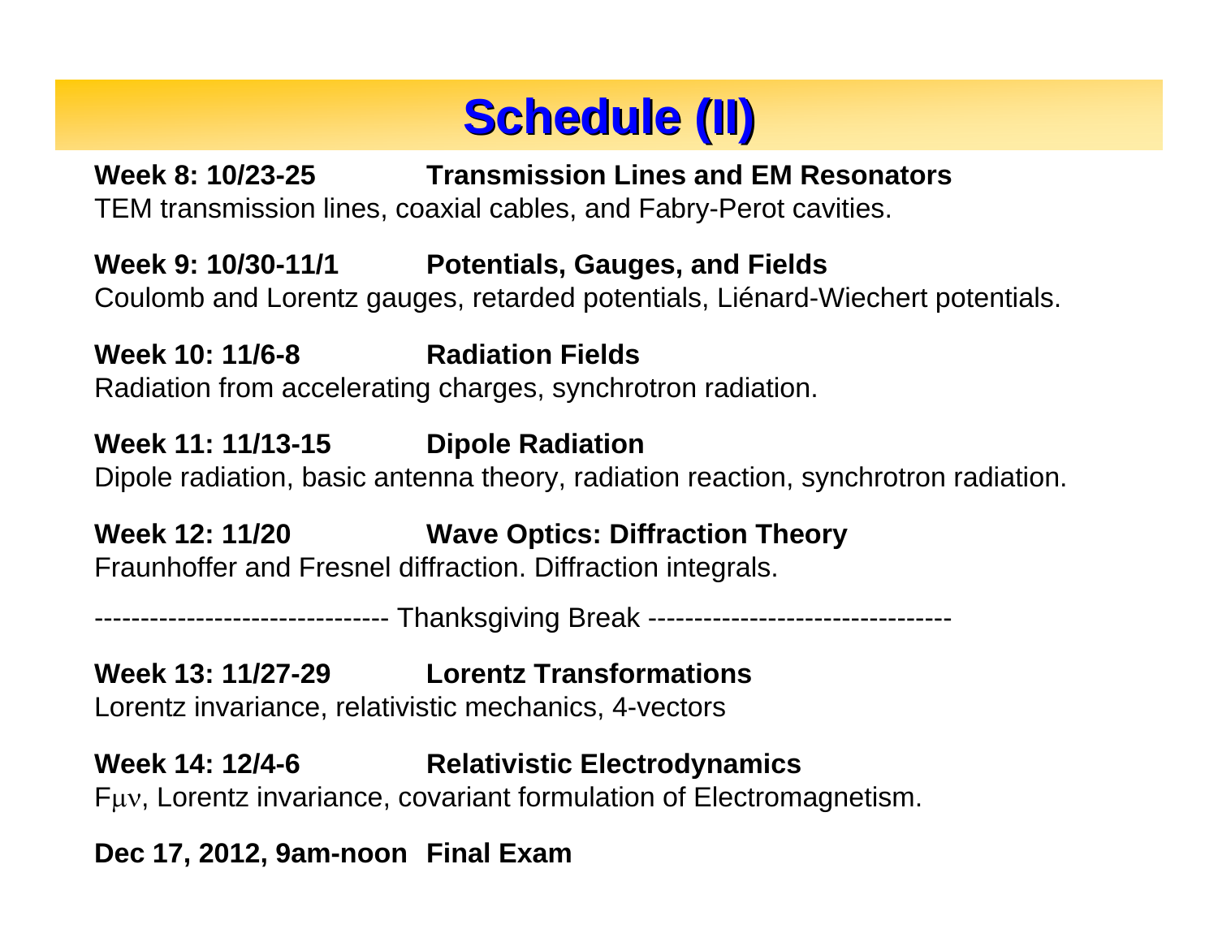# Schedule (II)

**Week 8: 10/23-25 Transmission Lines and EM Resonators**
TEM transmission lines, coaxial cables, and Fabry-Perot cavities.

**Week 9: 10/30-11/1 Potentials, Gauges, and Fields**
Coulomb and Lorentz gauges, retarded potentials, Liénard-Wiechert potentials.

**Week 10: 11/6-8 Radiation Fields**
Radiation from accelerating charges, synchrotron radiation.

**Week 11: 11/13-15 Dipole Radiation**
Dipole radiation, basic antenna theory, radiation reaction, synchrotron radiation.

**Week 12: 11/20 Wave Optics: Diffraction Theory**
Fraunhoffer and Fresnel diffraction. Diffraction integrals.

-------------------------------- Thanksgiving Break ---------------------------------

**Week 13: 11/27-29 Lorentz Transformations**
Lorentz invariance, relativistic mechanics, 4-vectors

**Week 14: 12/4-6 Relativistic Electrodynamics**
$F_{\mu\nu}$, Lorentz invariance, covariant formulation of Electromagnetism.

**Dec 17, 2012, 9am-noon Final Exam**